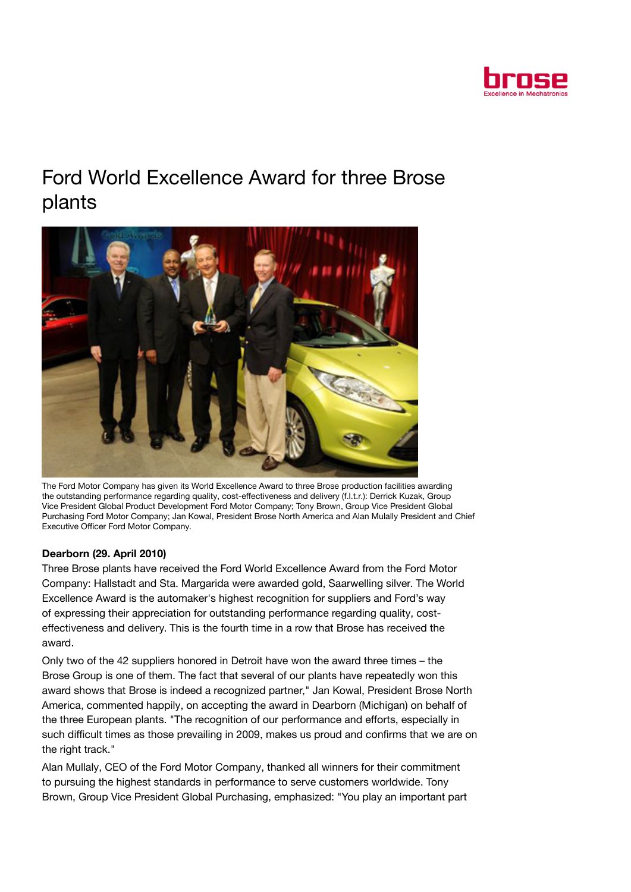# Ford World Excellence Award for three Brose plants

The Ford Motor Company has given its World Excellence Award to three Brose production facilities awarding the outstanding performance regarding quality, cost-effectiveness and delivery (f.l.t.r.): Derrick Kuzak, Group Vice President Global Product Development Ford Motor Company; Tony Brown, Group Vice President Global Purchasing Ford Motor Company; Jan Kowal, President Brose North America and Alan Mulally President and Chief Executive Officer Ford Motor Company.

**Dearborn (29. April 2010)**

Three Brose plants have received the Ford World Excellence Award from the Ford Motor Company: Hallstadt and Sta. Margarida were awarded gold, Saarwelling silver. The World Excellence Award is the automaker's highest recognition for suppliers and Ford's way of expressing their appreciation for outstanding performance regarding quality, cost-effectiveness and delivery. This is the fourth time in a row that Brose has received the award.

Only two of the 42 suppliers honored in Detroit have won the award three times – the Brose Group is one of them. The fact that several of our plants have repeatedly won this award shows that Brose is indeed a recognized partner," Jan Kowal, President Brose North America, commented happily, on accepting the award in Dearborn (Michigan) on behalf of the three European plants. "The recognition of our performance and efforts, especially in such difficult times as those prevailing in 2009, makes us proud and confirms that we are on the right track."

Alan Mulally, CEO of the Ford Motor Company, thanked all winners for their commitment to pursuing the highest standards in performance to serve customers worldwide. Tony Brown, Group Vice President Global Purchasing, emphasized: "You play an important part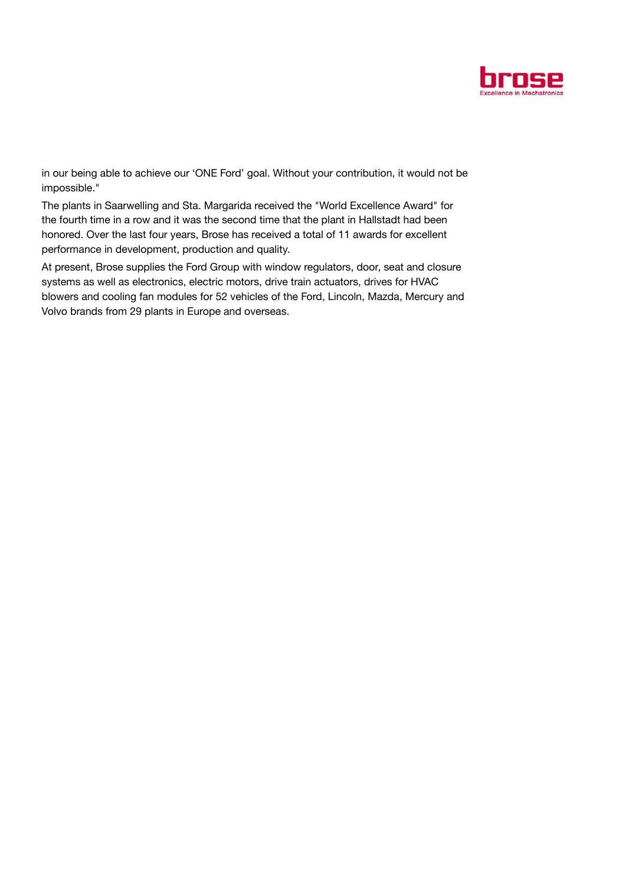in our being able to achieve our ‘ONE Ford’ goal. Without your contribution, it would not be impossible."

The plants in Saarwelling and Sta. Margarida received the "World Excellence Award" for the fourth time in a row and it was the second time that the plant in Hallstadt had been honored. Over the last four years, Brose has received a total of 11 awards for excellent performance in development, production and quality.

At present, Brose supplies the Ford Group with window regulators, door, seat and closure systems as well as electronics, electric motors, drive train actuators, drives for HVAC blowers and cooling fan modules for 52 vehicles of the Ford, Lincoln, Mazda, Mercury and Volvo brands from 29 plants in Europe and overseas.